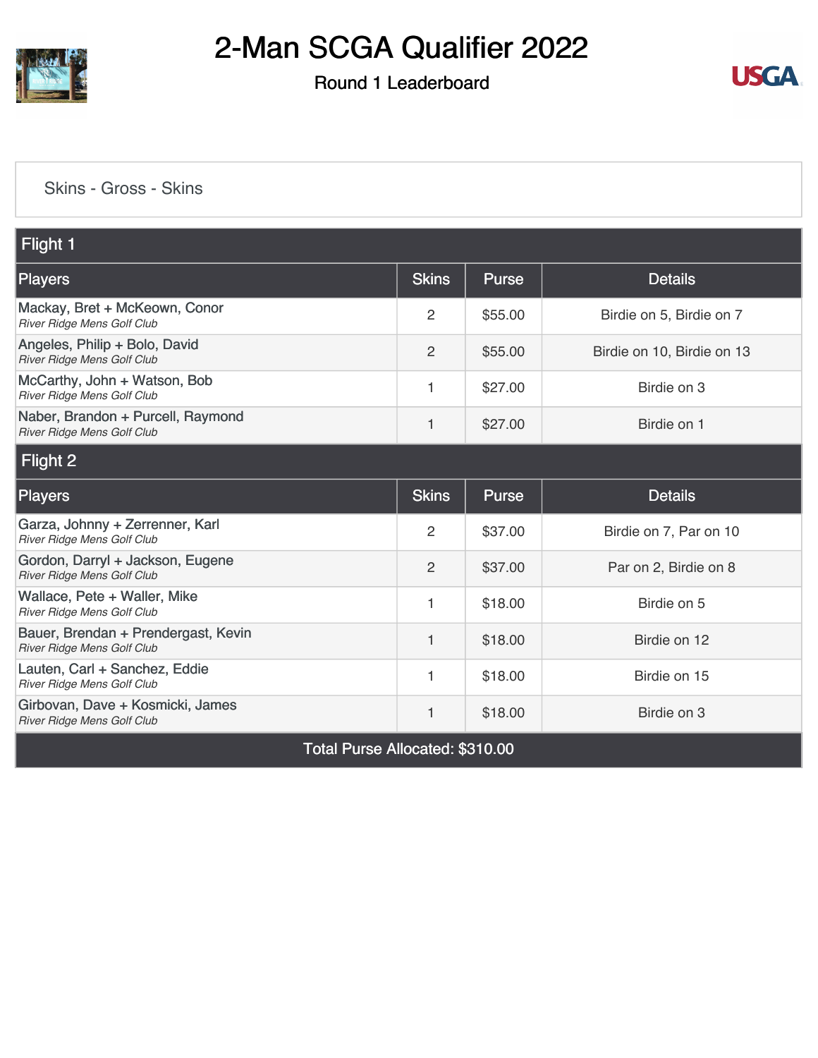# 2-Man SCGA Qualifier 2022

## Round 1 Leaderboard

Skins - Gross - Skins

| Flight 1 | | | |
|---|---|---|---|
| **Players** | **Skins** | **Purse** | **Details** |
| Mackay, Bret + McKeown, Conor<br>*River Ridge Mens Golf Club* | 2 | $55.00 | Birdie on 5, Birdie on 7 |
| Angeles, Philip + Bolo, David<br>*River Ridge Mens Golf Club* | 2 | $55.00 | Birdie on 10, Birdie on 13 |
| McCarthy, John + Watson, Bob<br>*River Ridge Mens Golf Club* | 1 | $27.00 | Birdie on 3 |
| Naber, Brandon + Purcell, Raymond<br>*River Ridge Mens Golf Club* | 1 | $27.00 | Birdie on 1 |
| **Flight 2** | | | |
| **Players** | **Skins** | **Purse** | **Details** |
| Garza, Johnny + Zerrenner, Karl<br>*River Ridge Mens Golf Club* | 2 | $37.00 | Birdie on 7, Par on 10 |
| Gordon, Darryl + Jackson, Eugene<br>*River Ridge Mens Golf Club* | 2 | $37.00 | Par on 2, Birdie on 8 |
| Wallace, Pete + Waller, Mike<br>*River Ridge Mens Golf Club* | 1 | $18.00 | Birdie on 5 |
| Bauer, Brendan + Prendergast, Kevin<br>*River Ridge Mens Golf Club* | 1 | $18.00 | Birdie on 12 |
| Lauten, Carl + Sanchez, Eddie<br>*River Ridge Mens Golf Club* | 1 | $18.00 | Birdie on 15 |
| Girbovan, Dave + Kosmicki, James<br>*River Ridge Mens Golf Club* | 1 | $18.00 | Birdie on 3 |

Total Purse Allocated: $310.00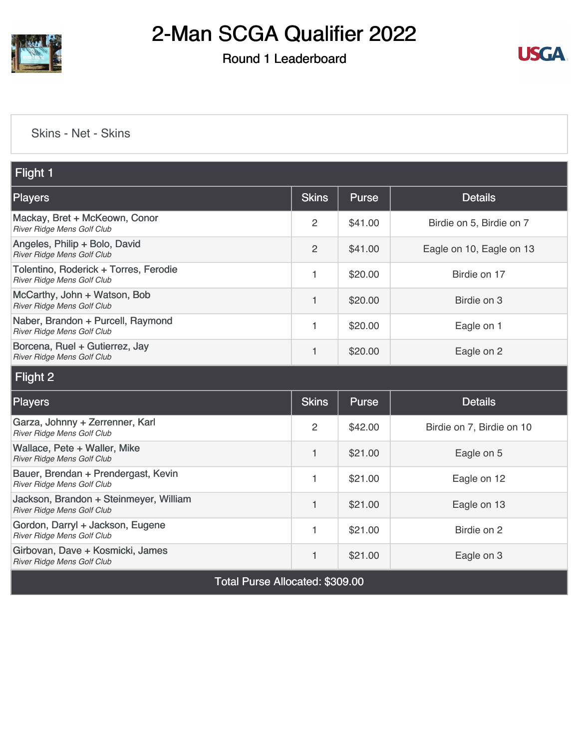# 2-Man SCGA Qualifier 2022

## Round 1 Leaderboard

Skins - Net - Skins

| Flight 1 | | | |
|---|---|---|---|
| **Players** | **Skins** | **Purse** | **Details** |
| Mackay, Bret + McKeown, Conor<br>*River Ridge Mens Golf Club* | 2 | $41.00 | Birdie on 5, Birdie on 7 |
| Angeles, Philip + Bolo, David<br>*River Ridge Mens Golf Club* | 2 | $41.00 | Eagle on 10, Eagle on 13 |
| Tolentino, Roderick + Torres, Ferodie<br>*River Ridge Mens Golf Club* | 1 | $20.00 | Birdie on 17 |
| McCarthy, John + Watson, Bob<br>*River Ridge Mens Golf Club* | 1 | $20.00 | Birdie on 3 |
| Naber, Brandon + Purcell, Raymond<br>*River Ridge Mens Golf Club* | 1 | $20.00 | Eagle on 1 |
| Borcena, Ruel + Gutierrez, Jay<br>*River Ridge Mens Golf Club* | 1 | $20.00 | Eagle on 2 |

| Flight 2 | | | |
|---|---|---|---|
| **Players** | **Skins** | **Purse** | **Details** |
| Garza, Johnny + Zerrenner, Karl<br>*River Ridge Mens Golf Club* | 2 | $42.00 | Birdie on 7, Birdie on 10 |
| Wallace, Pete + Waller, Mike<br>*River Ridge Mens Golf Club* | 1 | $21.00 | Eagle on 5 |
| Bauer, Brendan + Prendergast, Kevin<br>*River Ridge Mens Golf Club* | 1 | $21.00 | Eagle on 12 |
| Jackson, Brandon + Steinmeyer, William<br>*River Ridge Mens Golf Club* | 1 | $21.00 | Eagle on 13 |
| Gordon, Darryl + Jackson, Eugene<br>*River Ridge Mens Golf Club* | 1 | $21.00 | Birdie on 2 |
| Girbovan, Dave + Kosmicki, James<br>*River Ridge Mens Golf Club* | 1 | $21.00 | Eagle on 3 |

Total Purse Allocated: $309.00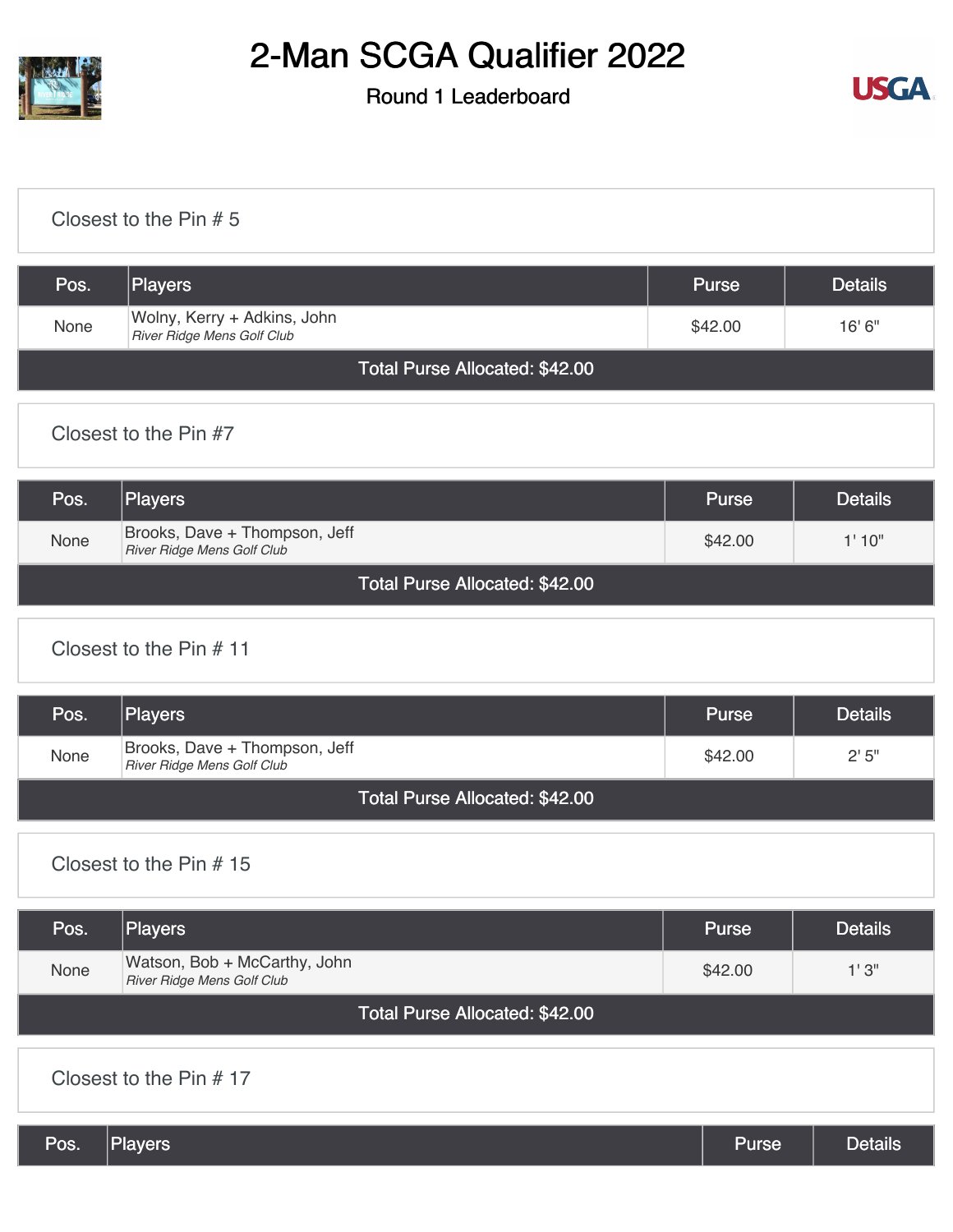# 2-Man SCGA Qualifier 2022

Round 1 Leaderboard

## Closest to the Pin # 5

| Pos. | Players | Purse | Details |
|---|---|---|---|
| None | Wolny, Kerry + Adkins, John<br>*River Ridge Mens Golf Club* | $42.00 | 16' 6" |
| Total Purse Allocated: $42.00 | | | |

## Closest to the Pin #7

| Pos. | Players | Purse | Details |
|---|---|---|---|
| None | Brooks, Dave + Thompson, Jeff<br>*River Ridge Mens Golf Club* | $42.00 | 1' 10" |
| Total Purse Allocated: $42.00 | | | |

## Closest to the Pin # 11

| Pos. | Players | Purse | Details |
|---|---|---|---|
| None | Brooks, Dave + Thompson, Jeff<br>*River Ridge Mens Golf Club* | $42.00 | 2' 5" |
| Total Purse Allocated: $42.00 | | | |

## Closest to the Pin # 15

| Pos. | Players | Purse | Details |
|---|---|---|---|
| None | Watson, Bob + McCarthy, John<br>*River Ridge Mens Golf Club* | $42.00 | 1' 3" |
| Total Purse Allocated: $42.00 | | | |

## Closest to the Pin # 17

| Pos. | Players | Purse | Details |
|---|---|---|---|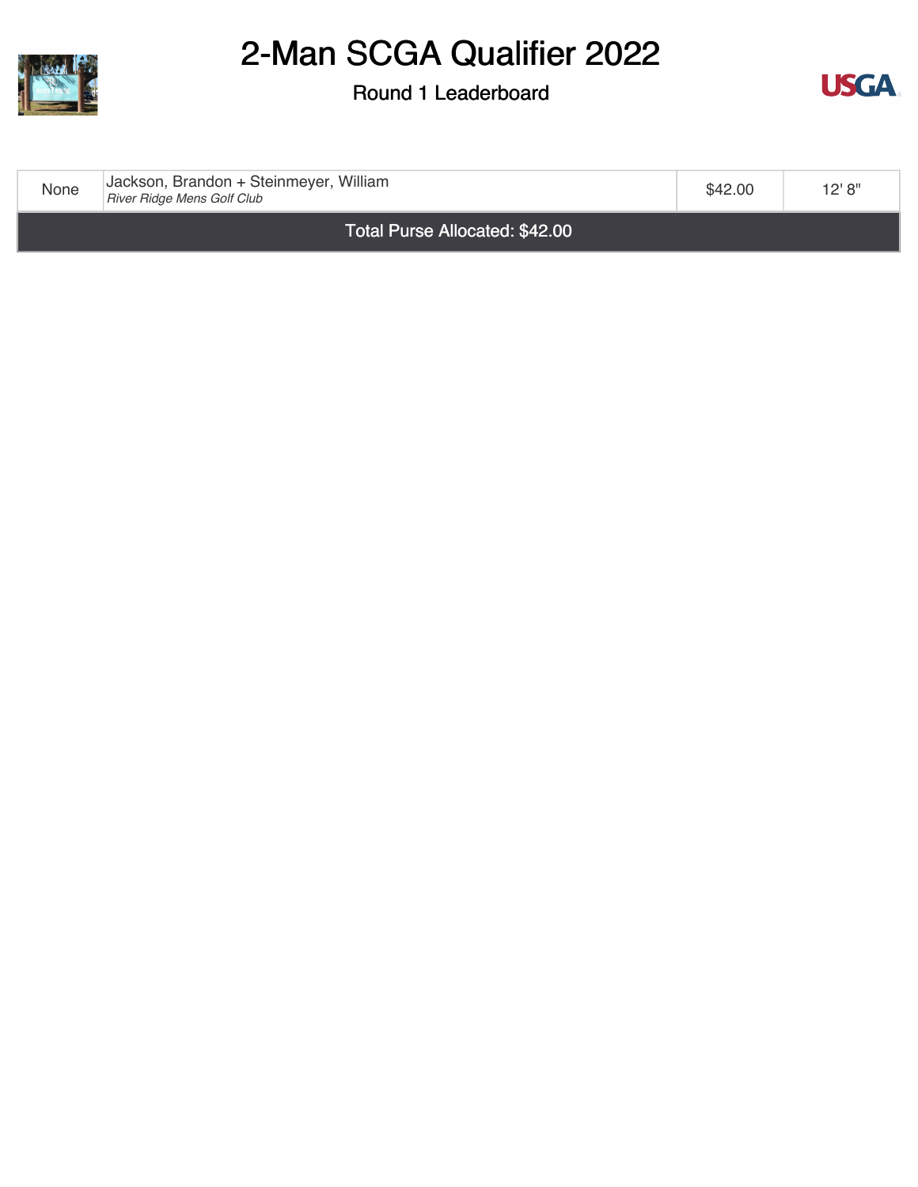# 2-Man SCGA Qualifier 2022

## Round 1 Leaderboard

| | | | |
|---|---|---|---|
| None | Jackson, Brandon + Steinmeyer, William *River Ridge Mens Golf Club* | $42.00 | 12' 8" |

**Total Purse Allocated: $42.00**